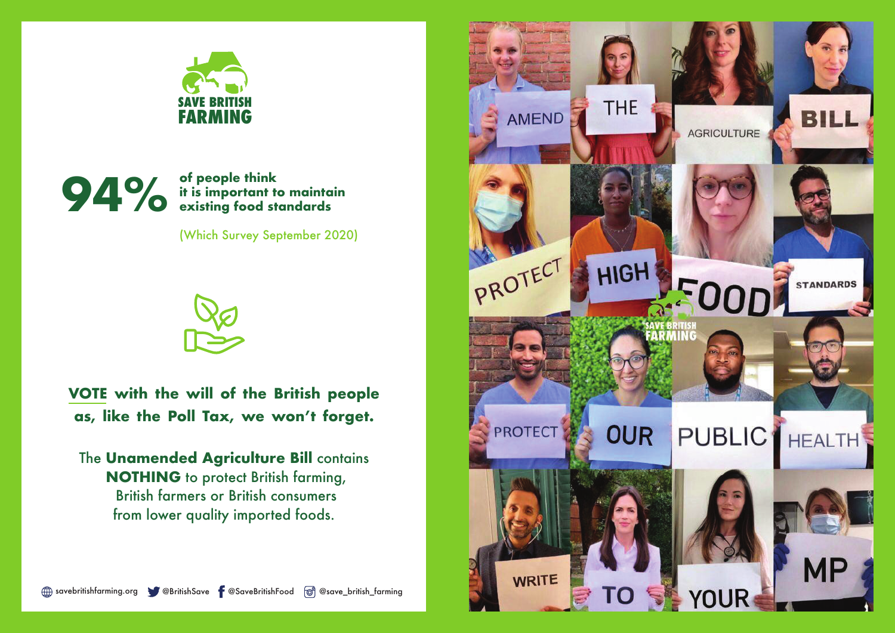# SAVE BRITISH FARMING

**94%** **of people think it is important to maintain existing food standards**

(Which Survey September 2020)

**VOTE with the will of the British people as, like the Poll Tax, we won't forget.**

The **Unamended Agriculture Bill** contains **NOTHING** to protect British farming, British farmers or British consumers from lower quality imported foods.

savebritishfarming.org @BritishSave @SaveBritishFood @save_british_farming

AMEND THE AGRICULTURE BILL

PROTECT HIGH FOOD STANDARDS

PROTECT OUR PUBLIC HEALTH

WRITE TO YOUR MP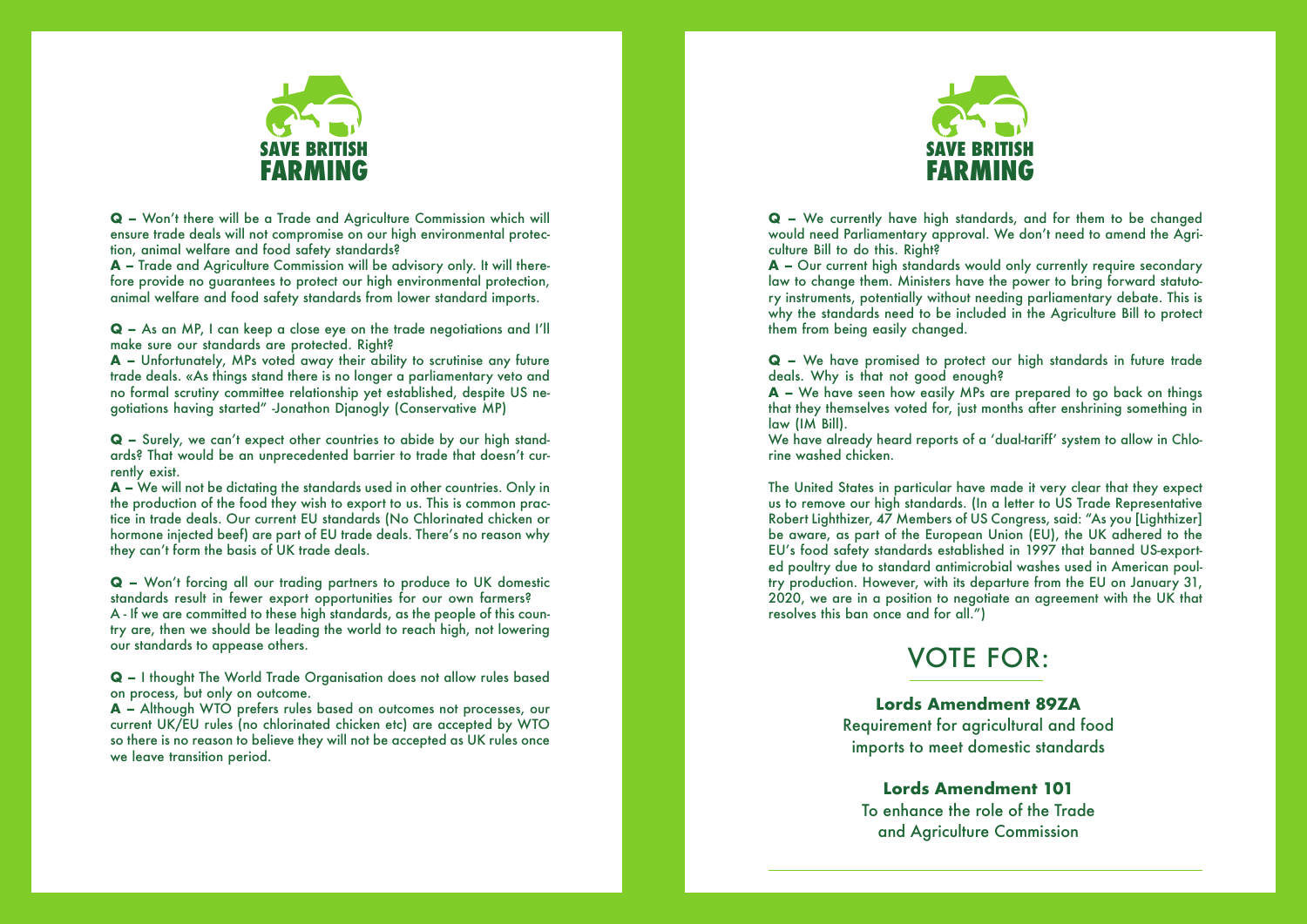# SAVE BRITISH FARMING

**Q –** Won't there will be a Trade and Agriculture Commission which will ensure trade deals will not compromise on our high environmental protection, animal welfare and food safety standards?

**A –** Trade and Agriculture Commission will be advisory only. It will therefore provide no guarantees to protect our high environmental protection, animal welfare and food safety standards from lower standard imports.

**Q –** As an MP, I can keep a close eye on the trade negotiations and I'll make sure our standards are protected. Right?

**A –** Unfortunately, MPs voted away their ability to scrutinise any future trade deals. «As things stand there is no longer a parliamentary veto and no formal scrutiny committee relationship yet established, despite US negotiations having started" -Jonathon Djanogly (Conservative MP)

**Q –** Surely, we can't expect other countries to abide by our high standards? That would be an unprecedented barrier to trade that doesn't currently exist.

**A –** We will not be dictating the standards used in other countries. Only in the production of the food they wish to export to us. This is common practice in trade deals. Our current EU standards (No Chlorinated chicken or hormone injected beef) are part of EU trade deals. There's no reason why they can't form the basis of UK trade deals.

**Q –** Won't forcing all our trading partners to produce to UK domestic standards result in fewer export opportunities for our own farmers?

A - If we are committed to these high standards, as the people of this country are, then we should be leading the world to reach high, not lowering our standards to appease others.

**Q –** I thought The World Trade Organisation does not allow rules based on process, but only on outcome.

**A –** Although WTO prefers rules based on outcomes not processes, our current UK/EU rules (no chlorinated chicken etc) are accepted by WTO so there is no reason to believe they will not be accepted as UK rules once we leave transition period.

# SAVE BRITISH FARMING

**Q –** We currently have high standards, and for them to be changed would need Parliamentary approval. We don't need to amend the Agriculture Bill to do this. Right?

**A –** Our current high standards would only currently require secondary law to change them. Ministers have the power to bring forward statutory instruments, potentially without needing parliamentary debate. This is why the standards need to be included in the Agriculture Bill to protect them from being easily changed.

**Q –** We have promised to protect our high standards in future trade deals. Why is that not good enough?

**A –** We have seen how easily MPs are prepared to go back on things that they themselves voted for, just months after enshrining something in law (IM Bill).

We have already heard reports of a 'dual-tariff' system to allow in Chlorine washed chicken.

The United States in particular have made it very clear that they expect us to remove our high standards. (In a letter to US Trade Representative Robert Lighthizer, 47 Members of US Congress, said: "As you [Lighthizer] be aware, as part of the European Union (EU), the UK adhered to the EU's food safety standards established in 1997 that banned US-exported poultry due to standard antimicrobial washes used in American poultry production. However, with its departure from the EU on January 31, 2020, we are in a position to negotiate an agreement with the UK that resolves this ban once and for all.")

## VOTE FOR:

**Lords Amendment 89ZA**
Requirement for agricultural and food imports to meet domestic standards

**Lords Amendment 101**
To enhance the role of the Trade and Agriculture Commission